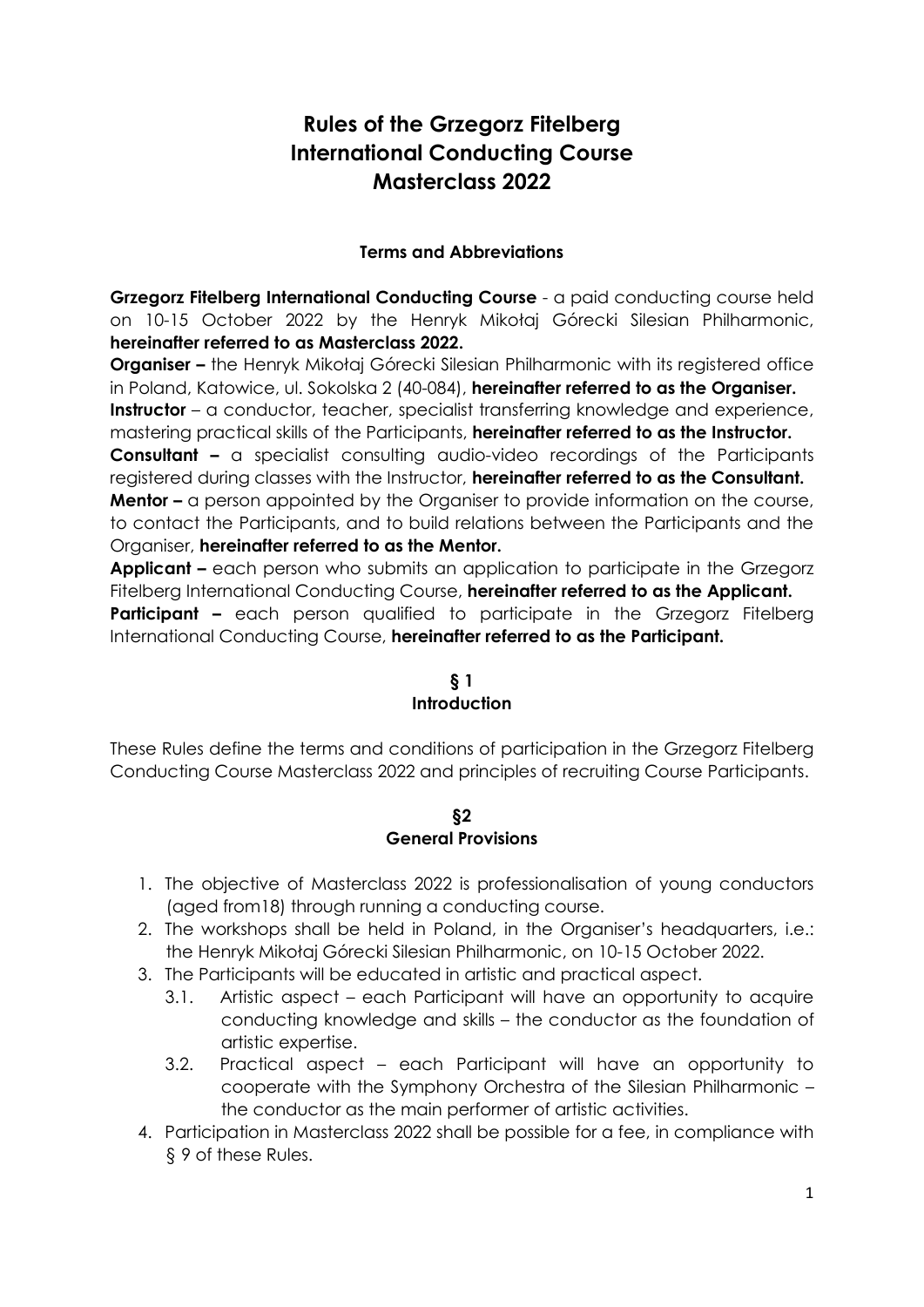# Rules of the Grzegorz Fitelberg International Conducting Course Masterclass 2022

### Terms and Abbreviations

**Grzegorz Fitelberg International Conducting Course** - a paid conducting course held on 10-15 October 2022 by the Henryk Mikołaj Górecki Silesian Philharmonic, **hereinafter referred to as Masterclass 2022.**

**Organiser –** the Henryk Mikołaj Górecki Silesian Philharmonic with its registered office in Poland, Katowice, ul. Sokolska 2 (40-084), **hereinafter referred to as the Organiser.**

**Instructor** – a conductor, teacher, specialist transferring knowledge and experience, mastering practical skills of the Participants, **hereinafter referred to as the Instructor.**

**Consultant –** a specialist consulting audio-video recordings of the Participants registered during classes with the Instructor, **hereinafter referred to as the Consultant.**

**Mentor –** a person appointed by the Organiser to provide information on the course, to contact the Participants, and to build relations between the Participants and the Organiser, **hereinafter referred to as the Mentor.**

**Applicant –** each person who submits an application to participate in the Grzegorz Fitelberg International Conducting Course, **hereinafter referred to as the Applicant.**

**Participant –** each person qualified to participate in the Grzegorz Fitelberg International Conducting Course, **hereinafter referred to as the Participant.**

### § 1
### Introduction

These Rules define the terms and conditions of participation in the Grzegorz Fitelberg Conducting Course Masterclass 2022 and principles of recruiting Course Participants.

### §2
### General Provisions

1. The objective of Masterclass 2022 is professionalisation of young conductors (aged from18) through running a conducting course.
2. The workshops shall be held in Poland, in the Organiser's headquarters, i.e.: the Henryk Mikołaj Górecki Silesian Philharmonic, on 10-15 October 2022.
3. The Participants will be educated in artistic and practical aspect.
   3.1. Artistic aspect – each Participant will have an opportunity to acquire conducting knowledge and skills – the conductor as the foundation of artistic expertise.
   3.2. Practical aspect – each Participant will have an opportunity to cooperate with the Symphony Orchestra of the Silesian Philharmonic – the conductor as the main performer of artistic activities.
4. Participation in Masterclass 2022 shall be possible for a fee, in compliance with § 9 of these Rules.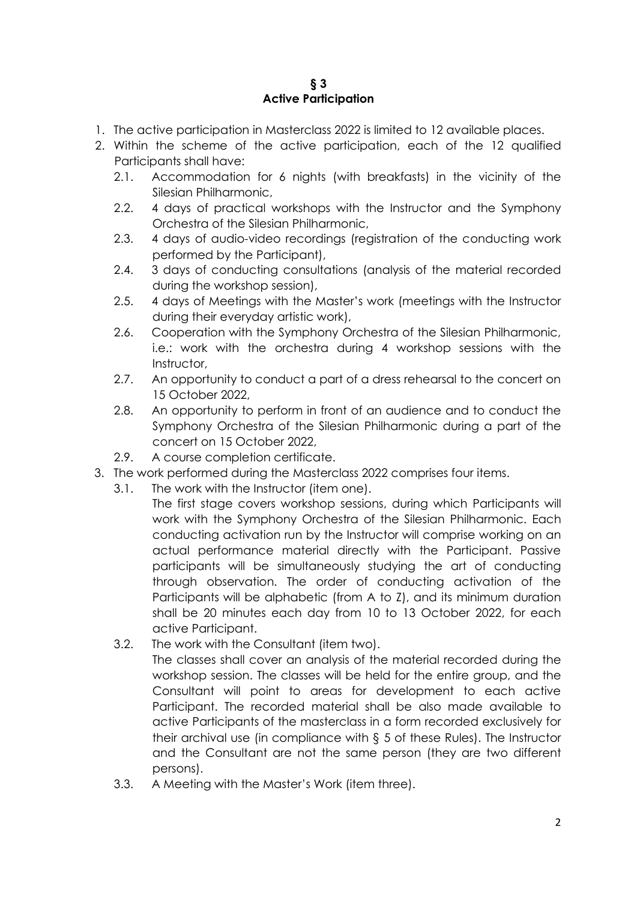## § 3
## Active Participation

1. The active participation in Masterclass 2022 is limited to 12 available places.
2. Within the scheme of the active participation, each of the 12 qualified Participants shall have:
   2.1. Accommodation for 6 nights (with breakfasts) in the vicinity of the Silesian Philharmonic,
   2.2. 4 days of practical workshops with the Instructor and the Symphony Orchestra of the Silesian Philharmonic,
   2.3. 4 days of audio-video recordings (registration of the conducting work performed by the Participant),
   2.4. 3 days of conducting consultations (analysis of the material recorded during the workshop session),
   2.5. 4 days of Meetings with the Master's work (meetings with the Instructor during their everyday artistic work),
   2.6. Cooperation with the Symphony Orchestra of the Silesian Philharmonic, i.e.: work with the orchestra during 4 workshop sessions with the Instructor,
   2.7. An opportunity to conduct a part of a dress rehearsal to the concert on 15 October 2022,
   2.8. An opportunity to perform in front of an audience and to conduct the Symphony Orchestra of the Silesian Philharmonic during a part of the concert on 15 October 2022,
   2.9. A course completion certificate.
3. The work performed during the Masterclass 2022 comprises four items.
   3.1. The work with the Instructor (item one).
   The first stage covers workshop sessions, during which Participants will work with the Symphony Orchestra of the Silesian Philharmonic. Each conducting activation run by the Instructor will comprise working on an actual performance material directly with the Participant. Passive participants will be simultaneously studying the art of conducting through observation. The order of conducting activation of the Participants will be alphabetic (from A to Z), and its minimum duration shall be 20 minutes each day from 10 to 13 October 2022, for each active Participant.
   3.2. The work with the Consultant (item two).
   The classes shall cover an analysis of the material recorded during the workshop session. The classes will be held for the entire group, and the Consultant will point to areas for development to each active Participant. The recorded material shall be also made available to active Participants of the masterclass in a form recorded exclusively for their archival use (in compliance with § 5 of these Rules). The Instructor and the Consultant are not the same person (they are two different persons).
   3.3. A Meeting with the Master's Work (item three).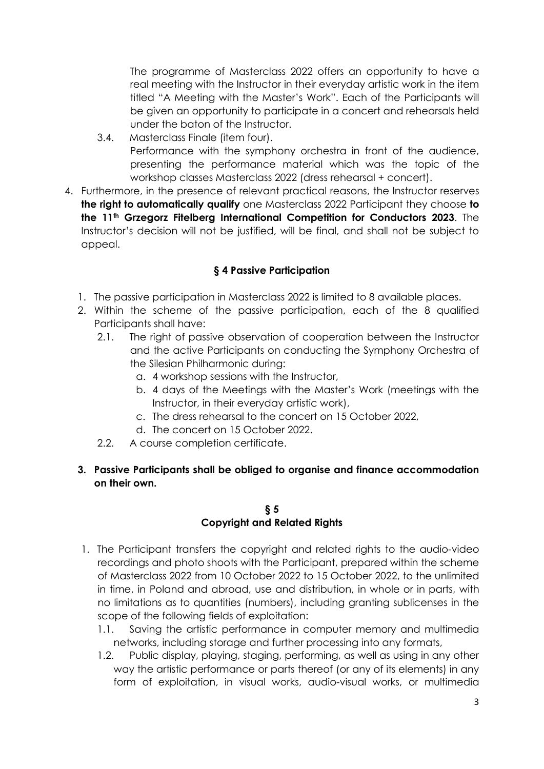The programme of Masterclass 2022 offers an opportunity to have a real meeting with the Instructor in their everyday artistic work in the item titled "A Meeting with the Master's Work". Each of the Participants will be given an opportunity to participate in a concert and rehearsals held under the baton of the Instructor.

3.4. Masterclass Finale (item four).
Performance with the symphony orchestra in front of the audience, presenting the performance material which was the topic of the workshop classes Masterclass 2022 (dress rehearsal + concert).

4. Furthermore, in the presence of relevant practical reasons, the Instructor reserves **the right to automatically qualify** one Masterclass 2022 Participant they choose **to the 11th Grzegorz Fitelberg International Competition for Conductors 2023**. The Instructor's decision will not be justified, will be final, and shall not be subject to appeal.

## § 4 Passive Participation

1. The passive participation in Masterclass 2022 is limited to 8 available places.
2. Within the scheme of the passive participation, each of the 8 qualified Participants shall have:
   2.1. The right of passive observation of cooperation between the Instructor and the active Participants on conducting the Symphony Orchestra of the Silesian Philharmonic during:
      a. 4 workshop sessions with the Instructor,
      b. 4 days of the Meetings with the Master's Work (meetings with the Instructor, in their everyday artistic work),
      c. The dress rehearsal to the concert on 15 October 2022,
      d. The concert on 15 October 2022.
   
   2.2. A course completion certificate.
3. **Passive Participants shall be obliged to organise and finance accommodation on their own.**

## § 5
## Copyright and Related Rights

1. The Participant transfers the copyright and related rights to the audio-video recordings and photo shoots with the Participant, prepared within the scheme of Masterclass 2022 from 10 October 2022 to 15 October 2022, to the unlimited in time, in Poland and abroad, use and distribution, in whole or in parts, with no limitations as to quantities (numbers), including granting sublicenses in the scope of the following fields of exploitation:
   1.1. Saving the artistic performance in computer memory and multimedia networks, including storage and further processing into any formats,
   1.2. Public display, playing, staging, performing, as well as using in any other way the artistic performance or parts thereof (or any of its elements) in any form of exploitation, in visual works, audio-visual works, or multimedia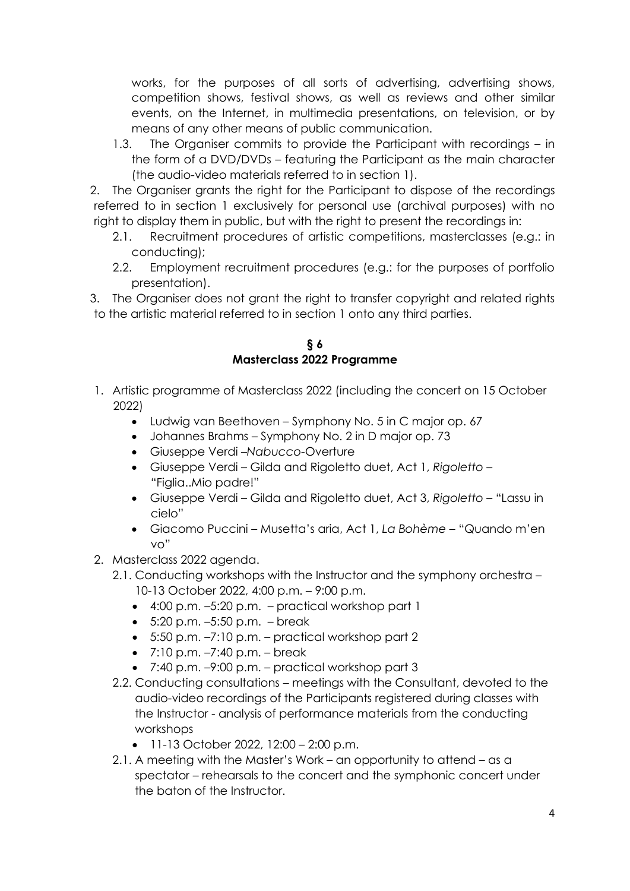works, for the purposes of all sorts of advertising, advertising shows, competition shows, festival shows, as well as reviews and other similar events, on the Internet, in multimedia presentations, on television, or by means of any other means of public communication.

1.3. The Organiser commits to provide the Participant with recordings – in the form of a DVD/DVDs – featuring the Participant as the main character (the audio-video materials referred to in section 1).

2. The Organiser grants the right for the Participant to dispose of the recordings referred to in section 1 exclusively for personal use (archival purposes) with no right to display them in public, but with the right to present the recordings in:
   2.1. Recruitment procedures of artistic competitions, masterclasses (e.g.: in conducting);
   2.2. Employment recruitment procedures (e.g.: for the purposes of portfolio presentation).
3. The Organiser does not grant the right to transfer copyright and related rights to the artistic material referred to in section 1 onto any third parties.

## § 6
## Masterclass 2022 Programme

1. Artistic programme of Masterclass 2022 (including the concert on 15 October 2022)
   - Ludwig van Beethoven – Symphony No. 5 in C major op. 67
   - Johannes Brahms – Symphony No. 2 in D major op. 73
   - Giuseppe Verdi –*Nabucco*-Overture
   - Giuseppe Verdi – Gilda and Rigoletto duet, Act 1, *Rigoletto* – "Figlia..Mio padre!"
   - Giuseppe Verdi – Gilda and Rigoletto duet, Act 3, *Rigoletto* – "Lassu in cielo"
   - Giacomo Puccini – Musetta's aria, Act 1, *La Bohème* – "Quando m'en vo"
2. Masterclass 2022 agenda.
   2.1. Conducting workshops with the Instructor and the symphony orchestra – 10-13 October 2022, 4:00 p.m. – 9:00 p.m.
   - 4:00 p.m. –5:20 p.m. – practical workshop part 1
   - 5:20 p.m. –5:50 p.m. – break
   - 5:50 p.m. –7:10 p.m. – practical workshop part 2
   - 7:10 p.m. –7:40 p.m. – break
   - 7:40 p.m. –9:00 p.m. – practical workshop part 3

   2.2. Conducting consultations – meetings with the Consultant, devoted to the audio-video recordings of the Participants registered during classes with the Instructor - analysis of performance materials from the conducting workshops
   - 11-13 October 2022, 12:00 – 2:00 p.m.

   2.1. A meeting with the Master's Work – an opportunity to attend – as a spectator – rehearsals to the concert and the symphonic concert under the baton of the Instructor.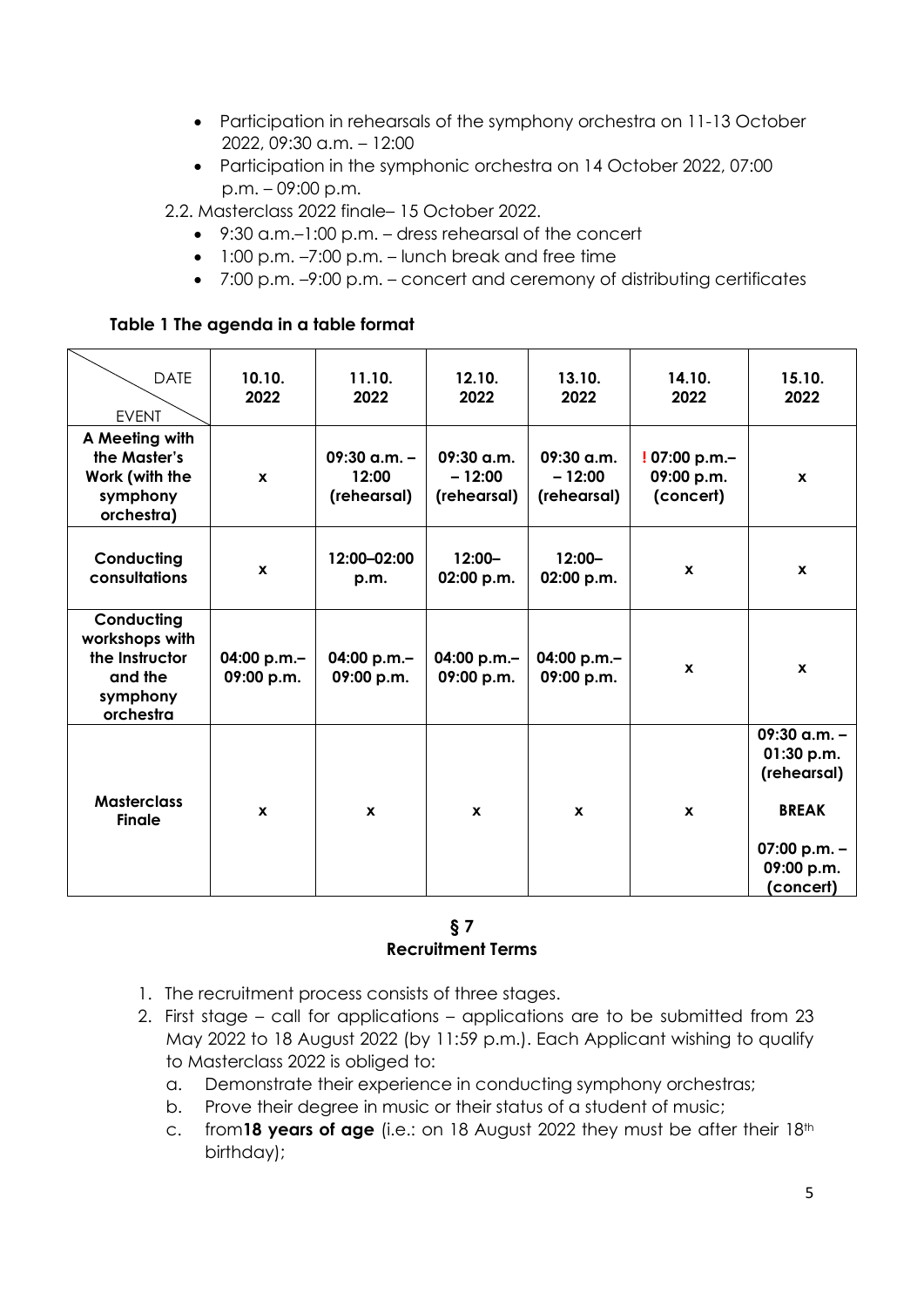- Participation in rehearsals of the symphony orchestra on 11-13 October 2022, 09:30 a.m. – 12:00
- Participation in the symphonic orchestra on 14 October 2022, 07:00 p.m. – 09:00 p.m.

2.2. Masterclass 2022 finale– 15 October 2022.

- 9:30 a.m.–1:00 p.m. – dress rehearsal of the concert
- 1:00 p.m. –7:00 p.m. – lunch break and free time
- 7:00 p.m. –9:00 p.m. – concert and ceremony of distributing certificates

**Table 1 The agenda in a table format**

| DATE / EVENT | 10.10. 2022 | 11.10. 2022 | 12.10. 2022 | 13.10. 2022 | 14.10. 2022 | 15.10. 2022 |
|---|---|---|---|---|---|---|
| **A Meeting with the Master's Work (with the symphony orchestra)** | **x** | **09:30 a.m. – 12:00 (rehearsal)** | **09:30 a.m. – 12:00 (rehearsal)** | **09:30 a.m. – 12:00 (rehearsal)** | **! 07:00 p.m.– 09:00 p.m. (concert)** | **x** |
| **Conducting consultations** | **x** | **12:00–02:00 p.m.** | **12:00– 02:00 p.m.** | **12:00– 02:00 p.m.** | **x** | **x** |
| **Conducting workshops with the Instructor and the symphony orchestra** | **04:00 p.m.– 09:00 p.m.** | **04:00 p.m.– 09:00 p.m.** | **04:00 p.m.– 09:00 p.m.** | **04:00 p.m.– 09:00 p.m.** | **x** | **x** |
| **Masterclass Finale** | **x** | **x** | **x** | **x** | **x** | **09:30 a.m. – 01:30 p.m. (rehearsal) BREAK 07:00 p.m. – 09:00 p.m. (concert)** |

## § 7
## Recruitment Terms

1. The recruitment process consists of three stages.
2. First stage – call for applications – applications are to be submitted from 23 May 2022 to 18 August 2022 (by 11:59 p.m.). Each Applicant wishing to qualify to Masterclass 2022 is obliged to:
   a. Demonstrate their experience in conducting symphony orchestras;
   b. Prove their degree in music or their status of a student of music;
   c. from**18 years of age** (i.e.: on 18 August 2022 they must be after their 18th birthday);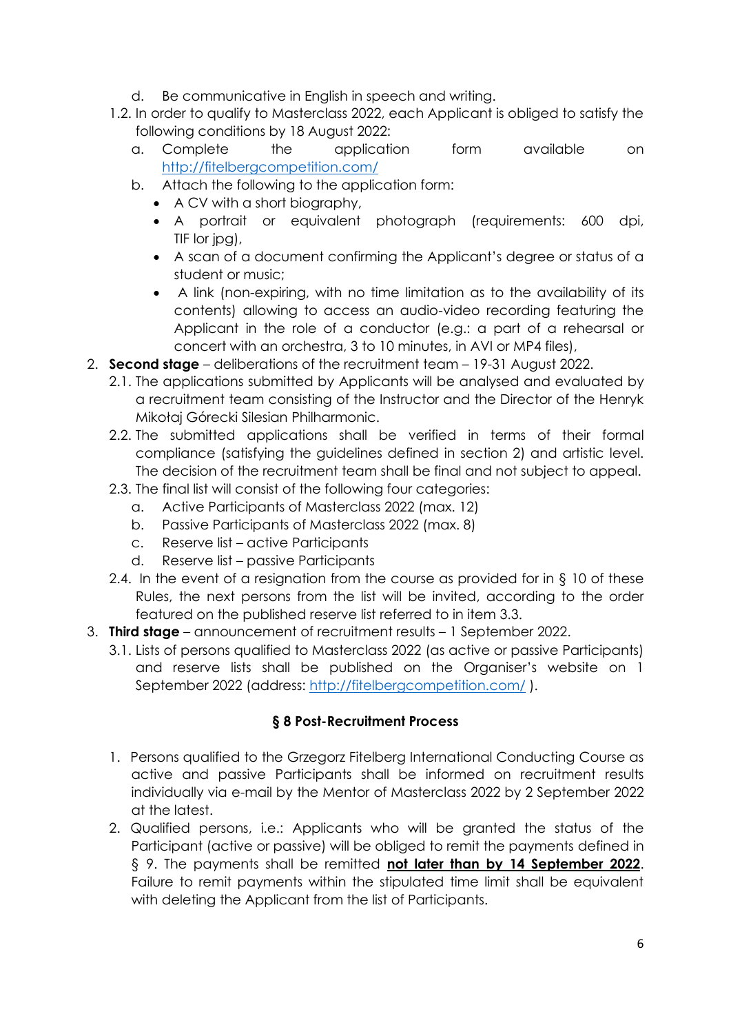d. Be communicative in English in speech and writing.

1.2. In order to qualify to Masterclass 2022, each Applicant is obliged to satisfy the following conditions by 18 August 2022:
   a. Complete the application form available on http://fitelbergcompetition.com/
   b. Attach the following to the application form:
      - A CV with a short biography,
      - A portrait or equivalent photograph (requirements: 600 dpi, TIF lor jpg),
      - A scan of a document confirming the Applicant's degree or status of a student or music;
      - A link (non-expiring, with no time limitation as to the availability of its contents) allowing to access an audio-video recording featuring the Applicant in the role of a conductor (e.g.: a part of a rehearsal or concert with an orchestra, 3 to 10 minutes, in AVI or MP4 files),

2. **Second stage** – deliberations of the recruitment team – 19-31 August 2022.
   2.1. The applications submitted by Applicants will be analysed and evaluated by a recruitment team consisting of the Instructor and the Director of the Henryk Mikołaj Górecki Silesian Philharmonic.
   2.2. The submitted applications shall be verified in terms of their formal compliance (satisfying the guidelines defined in section 2) and artistic level. The decision of the recruitment team shall be final and not subject to appeal.
   2.3. The final list will consist of the following four categories:
      a. Active Participants of Masterclass 2022 (max. 12)
      b. Passive Participants of Masterclass 2022 (max. 8)
      c. Reserve list – active Participants
      d. Reserve list – passive Participants
   2.4. In the event of a resignation from the course as provided for in § 10 of these Rules, the next persons from the list will be invited, according to the order featured on the published reserve list referred to in item 3.3.

3. **Third stage** – announcement of recruitment results – 1 September 2022.
   3.1. Lists of persons qualified to Masterclass 2022 (as active or passive Participants) and reserve lists shall be published on the Organiser's website on 1 September 2022 (address: http://fitelbergcompetition.com/ ).

### § 8 Post-Recruitment Process

1. Persons qualified to the Grzegorz Fitelberg International Conducting Course as active and passive Participants shall be informed on recruitment results individually via e-mail by the Mentor of Masterclass 2022 by 2 September 2022 at the latest.
2. Qualified persons, i.e.: Applicants who will be granted the status of the Participant (active or passive) will be obliged to remit the payments defined in § 9. The payments shall be remitted **not later than by 14 September 2022**. Failure to remit payments within the stipulated time limit shall be equivalent with deleting the Applicant from the list of Participants.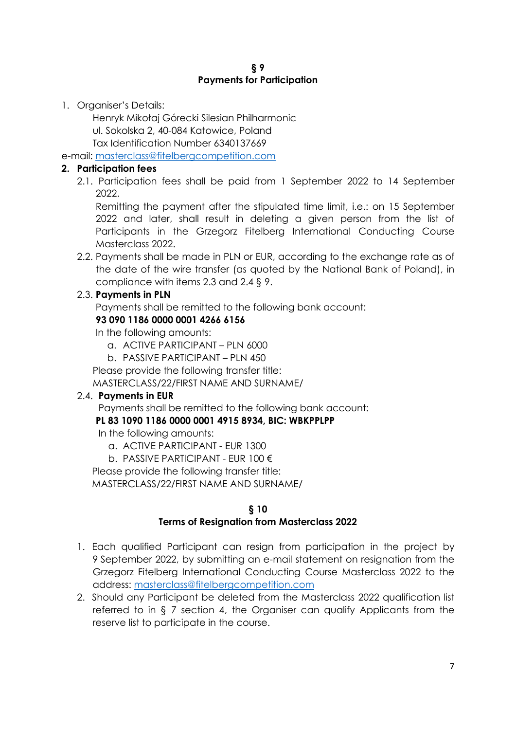## § 9
## Payments for Participation

1. Organiser's Details:

   Henryk Mikołaj Górecki Silesian Philharmonic
   ul. Sokolska 2, 40-084 Katowice, Poland
   Tax Identification Number 6340137669

e-mail: masterclass@fitelbergcompetition.com

**2. Participation fees**

2.1. Participation fees shall be paid from 1 September 2022 to 14 September 2022.

Remitting the payment after the stipulated time limit, i.e.: on 15 September 2022 and later, shall result in deleting a given person from the list of Participants in the Grzegorz Fitelberg International Conducting Course Masterclass 2022.

2.2. Payments shall be made in PLN or EUR, according to the exchange rate as of the date of the wire transfer (as quoted by the National Bank of Poland), in compliance with items 2.3 and 2.4 § 9.

2.3. **Payments in PLN**

Payments shall be remitted to the following bank account:

**93 090 1186 0000 0001 4266 6156**

In the following amounts:

a. ACTIVE PARTICIPANT – PLN 6000
b. PASSIVE PARTICIPANT – PLN 450

Please provide the following transfer title:
MASTERCLASS/22/FIRST NAME AND SURNAME/

2.4. **Payments in EUR**

Payments shall be remitted to the following bank account:

**PL 83 1090 1186 0000 0001 4915 8934, BIC: WBKPPLPP**

In the following amounts:

a. ACTIVE PARTICIPANT - EUR 1300
b. PASSIVE PARTICIPANT - EUR 100 €

Please provide the following transfer title:
MASTERCLASS/22/FIRST NAME AND SURNAME/

## § 10
## Terms of Resignation from Masterclass 2022

1. Each qualified Participant can resign from participation in the project by 9 September 2022, by submitting an e-mail statement on resignation from the Grzegorz Fitelberg International Conducting Course Masterclass 2022 to the address: masterclass@fitelbergcompetition.com
2. Should any Participant be deleted from the Masterclass 2022 qualification list referred to in § 7 section 4, the Organiser can qualify Applicants from the reserve list to participate in the course.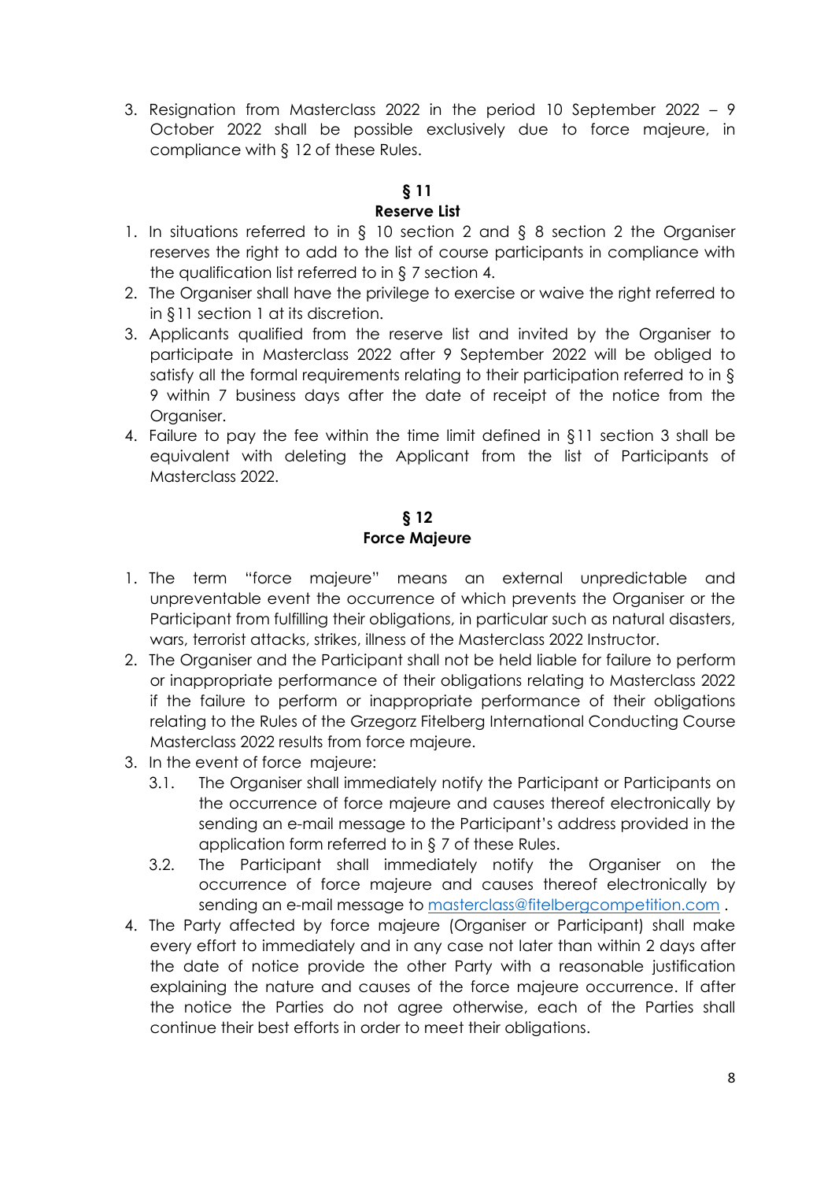3. Resignation from Masterclass 2022 in the period 10 September 2022 – 9 October 2022 shall be possible exclusively due to force majeure, in compliance with § 12 of these Rules.

## § 11
## Reserve List

1. In situations referred to in § 10 section 2 and § 8 section 2 the Organiser reserves the right to add to the list of course participants in compliance with the qualification list referred to in § 7 section 4.
2. The Organiser shall have the privilege to exercise or waive the right referred to in §11 section 1 at its discretion.
3. Applicants qualified from the reserve list and invited by the Organiser to participate in Masterclass 2022 after 9 September 2022 will be obliged to satisfy all the formal requirements relating to their participation referred to in § 9 within 7 business days after the date of receipt of the notice from the Organiser.
4. Failure to pay the fee within the time limit defined in §11 section 3 shall be equivalent with deleting the Applicant from the list of Participants of Masterclass 2022.

## § 12
## Force Majeure

1. The term "force majeure" means an external unpredictable and unpreventable event the occurrence of which prevents the Organiser or the Participant from fulfilling their obligations, in particular such as natural disasters, wars, terrorist attacks, strikes, illness of the Masterclass 2022 Instructor.
2. The Organiser and the Participant shall not be held liable for failure to perform or inappropriate performance of their obligations relating to Masterclass 2022 if the failure to perform or inappropriate performance of their obligations relating to the Rules of the Grzegorz Fitelberg International Conducting Course Masterclass 2022 results from force majeure.
3. In the event of force majeure:
   - 3.1. The Organiser shall immediately notify the Participant or Participants on the occurrence of force majeure and causes thereof electronically by sending an e-mail message to the Participant's address provided in the application form referred to in § 7 of these Rules.
   - 3.2. The Participant shall immediately notify the Organiser on the occurrence of force majeure and causes thereof electronically by sending an e-mail message to masterclass@fitelbergcompetition.com .
4. The Party affected by force majeure (Organiser or Participant) shall make every effort to immediately and in any case not later than within 2 days after the date of notice provide the other Party with a reasonable justification explaining the nature and causes of the force majeure occurrence. If after the notice the Parties do not agree otherwise, each of the Parties shall continue their best efforts in order to meet their obligations.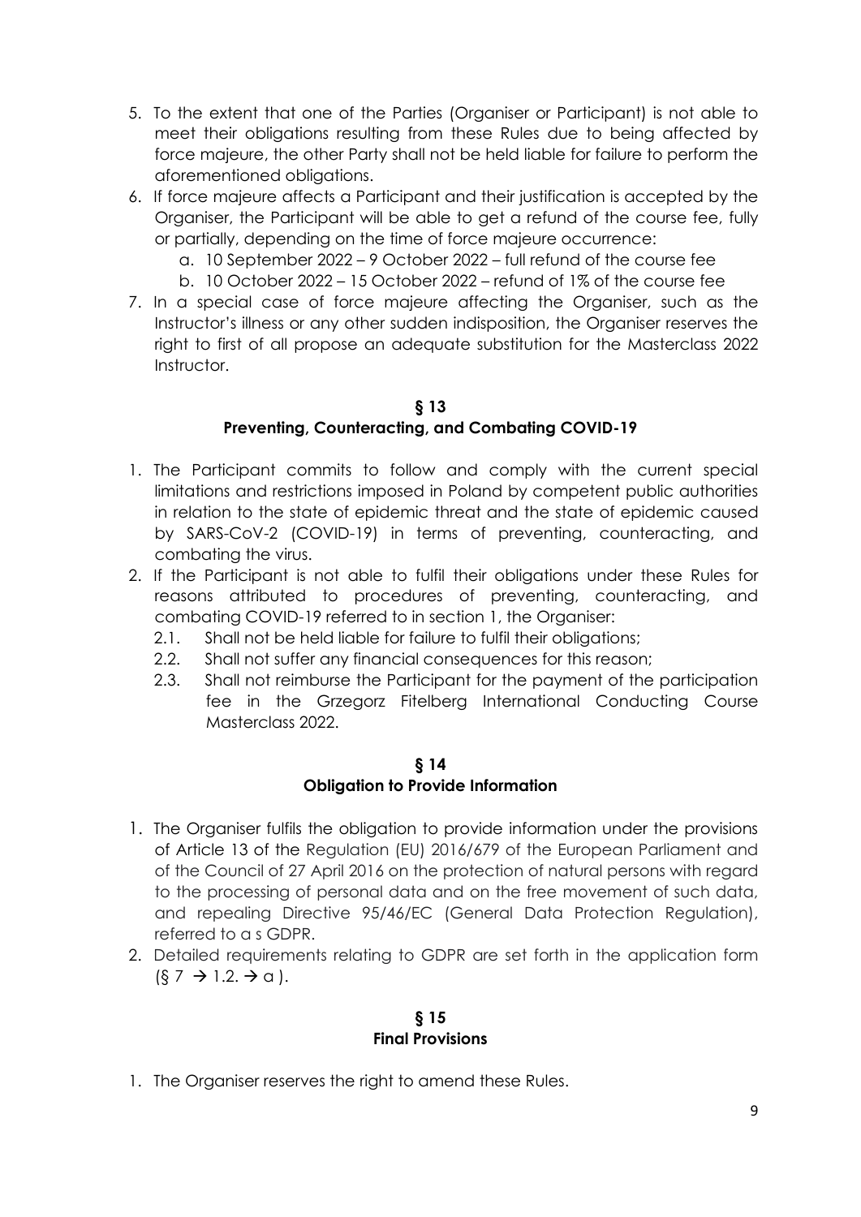5. To the extent that one of the Parties (Organiser or Participant) is not able to meet their obligations resulting from these Rules due to being affected by force majeure, the other Party shall not be held liable for failure to perform the aforementioned obligations.
6. If force majeure affects a Participant and their justification is accepted by the Organiser, the Participant will be able to get a refund of the course fee, fully or partially, depending on the time of force majeure occurrence:
   a. 10 September 2022 – 9 October 2022 – full refund of the course fee
   b. 10 October 2022 – 15 October 2022 – refund of 1% of the course fee
7. In a special case of force majeure affecting the Organiser, such as the Instructor's illness or any other sudden indisposition, the Organiser reserves the right to first of all propose an adequate substitution for the Masterclass 2022 Instructor.

## § 13
## Preventing, Counteracting, and Combating COVID-19

1. The Participant commits to follow and comply with the current special limitations and restrictions imposed in Poland by competent public authorities in relation to the state of epidemic threat and the state of epidemic caused by SARS-CoV-2 (COVID-19) in terms of preventing, counteracting, and combating the virus.
2. If the Participant is not able to fulfil their obligations under these Rules for reasons attributed to procedures of preventing, counteracting, and combating COVID-19 referred to in section 1, the Organiser:
   2.1. Shall not be held liable for failure to fulfil their obligations;
   2.2. Shall not suffer any financial consequences for this reason;
   2.3. Shall not reimburse the Participant for the payment of the participation fee in the Grzegorz Fitelberg International Conducting Course Masterclass 2022.

## § 14
## Obligation to Provide Information

1. The Organiser fulfils the obligation to provide information under the provisions of Article 13 of the Regulation (EU) 2016/679 of the European Parliament and of the Council of 27 April 2016 on the protection of natural persons with regard to the processing of personal data and on the free movement of such data, and repealing Directive 95/46/EC (General Data Protection Regulation), referred to a s GDPR.
2. Detailed requirements relating to GDPR are set forth in the application form (§ 7 → 1.2. → a ).

## § 15
## Final Provisions

1. The Organiser reserves the right to amend these Rules.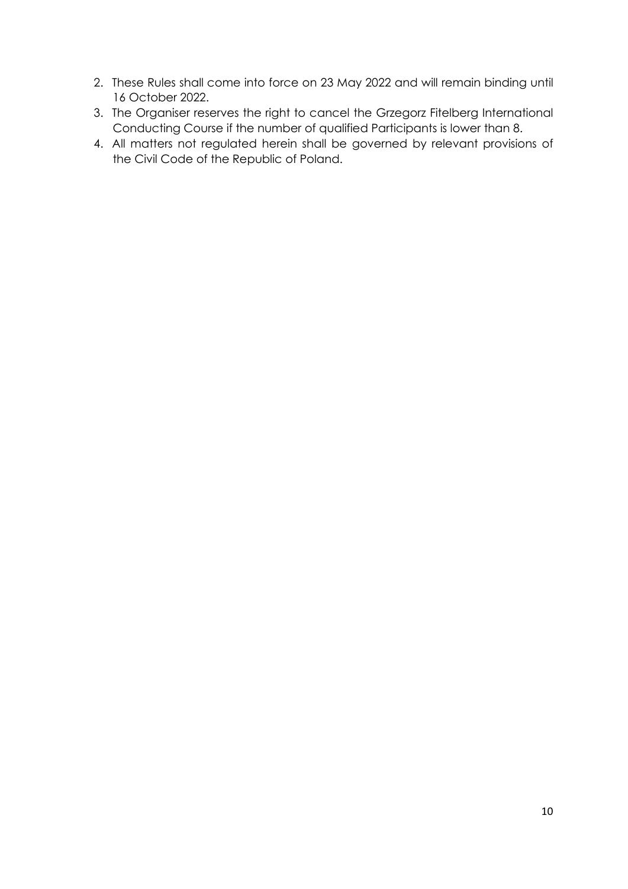2. These Rules shall come into force on 23 May 2022 and will remain binding until 16 October 2022.
3. The Organiser reserves the right to cancel the Grzegorz Fitelberg International Conducting Course if the number of qualified Participants is lower than 8.
4. All matters not regulated herein shall be governed by relevant provisions of the Civil Code of the Republic of Poland.